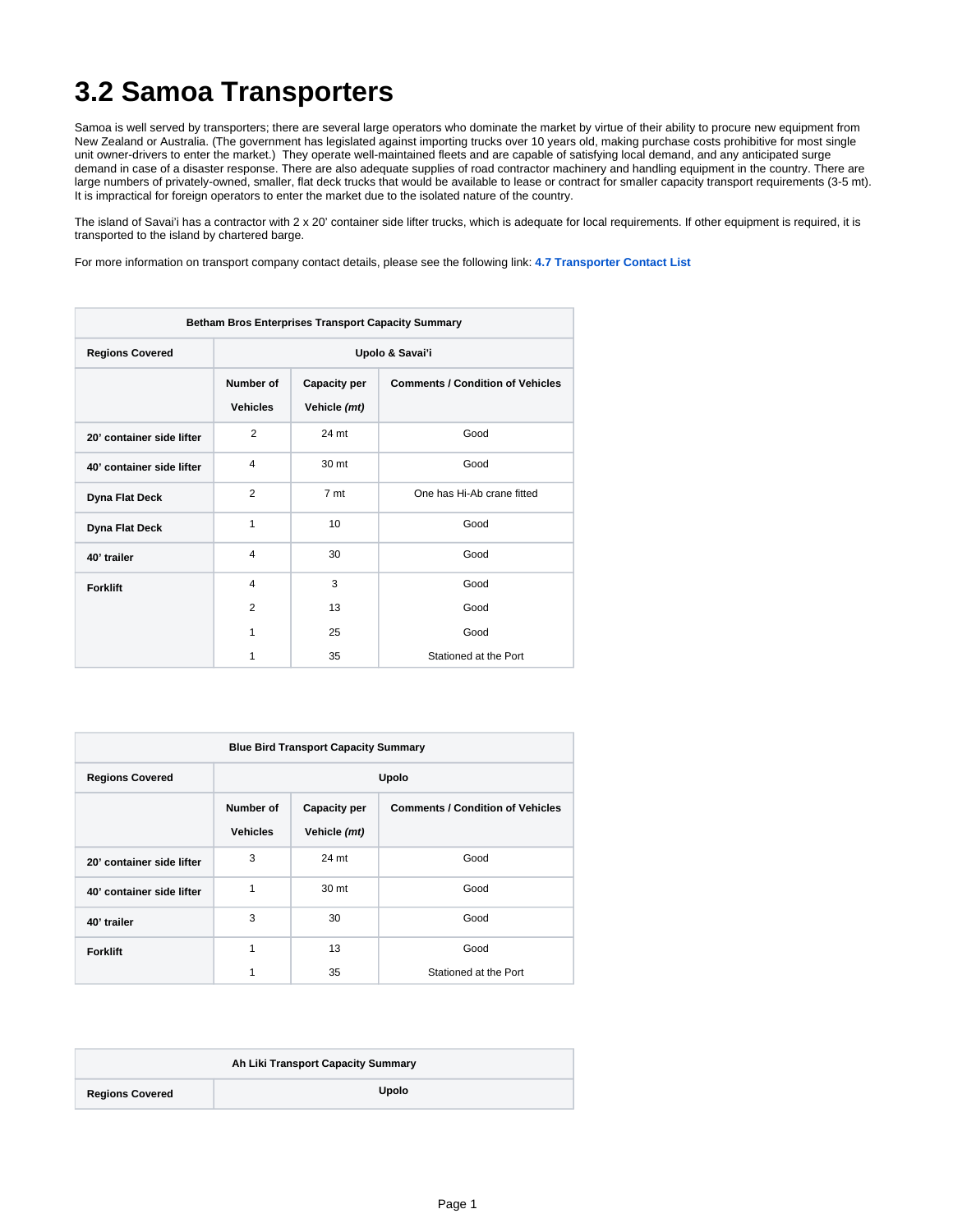# 3.2 Samoa Transporters

Samoa is well served by transporters; there are several large operators who dominate the market by virtue of their ability to procure new equipment from New Zealand or Australia. (The government has legislated against importing trucks over 10 years old, making purchase costs prohibitive for most single unit owner-drivers to enter the market.) They operate well-maintained fleets and are capable of satisfying local demand, and any anticipated surge demand in case of a disaster response. There are also adequate supplies of road contractor machinery and handling equipment in the country. There are large numbers of privately-owned, smaller, flat deck trucks that would be available to lease or contract for smaller capacity transport requirements (3-5 mt). It is impractical for foreign operators to enter the market due to the isolated nature of the country.

The island of Savai'i has a contractor with 2 x 20' container side lifter trucks, which is adequate for local requirements. If other equipment is required, it is transported to the island by chartered barge.

For more information on transport company contact details, please see the following link: **4.7 Transporter Contact List**

| Betham Bros Enterprises Transport Capacity Summary | | | |
|---|---|---|---|
| **Regions Covered** | **Upolo & Savai'i** | | |
| | **Number of Vehicles** | **Capacity per Vehicle *(mt)*** | **Comments / Condition of Vehicles** |
| **20' container side lifter** | 2 | 24 mt | Good |
| **40' container side lifter** | 4 | 30 mt | Good |
| **Dyna Flat Deck** | 2 | 7 mt | One has Hi-Ab crane fitted |
| **Dyna Flat Deck** | 1 | 10 | Good |
| **40' trailer** | 4 | 30 | Good |
| **Forklift** | 4 | 3 | Good |
| | 2 | 13 | Good |
| | 1 | 25 | Good |
| | 1 | 35 | Stationed at the Port |

| Blue Bird Transport Capacity Summary | | | |
|---|---|---|---|
| **Regions Covered** | **Upolo** | | |
| | **Number of Vehicles** | **Capacity per Vehicle *(mt)*** | **Comments / Condition of Vehicles** |
| **20' container side lifter** | 3 | 24 mt | Good |
| **40' container side lifter** | 1 | 30 mt | Good |
| **40' trailer** | 3 | 30 | Good |
| **Forklift** | 1 | 13 | Good |
| | 1 | 35 | Stationed at the Port |

| Ah Liki Transport Capacity Summary | |
|---|---|
| **Regions Covered** | **Upolo** |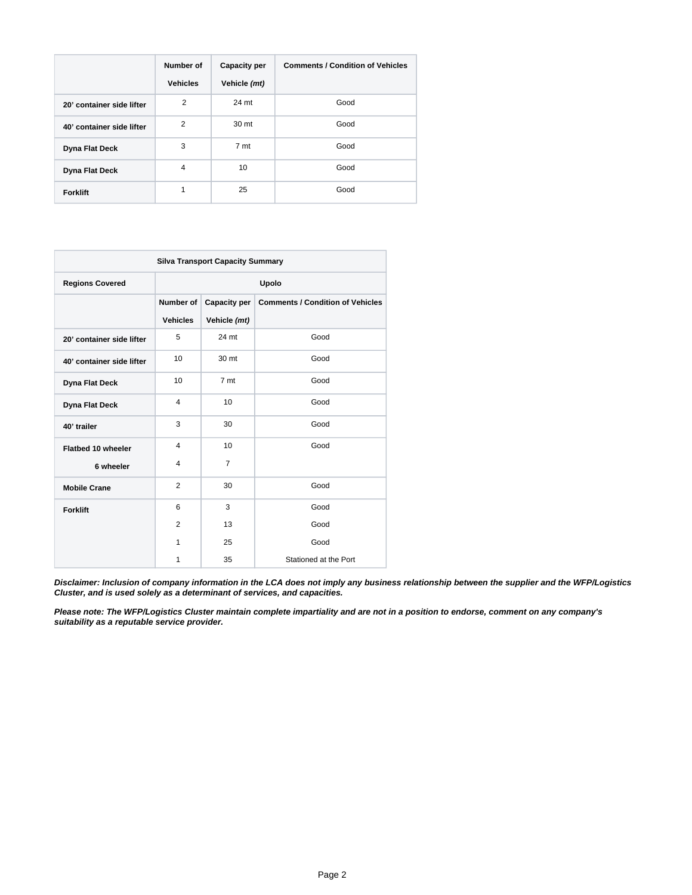| | Number of Vehicles | Capacity per Vehicle *(mt)* | Comments / Condition of Vehicles |
|---|---|---|---|
| **20' container side lifter** | 2 | 24 mt | Good |
| **40' container side lifter** | 2 | 30 mt | Good |
| **Dyna Flat Deck** | 3 | 7 mt | Good |
| **Dyna Flat Deck** | 4 | 10 | Good |
| **Forklift** | 1 | 25 | Good |

| Silva Transport Capacity Summary | | | |
|---|---|---|---|
| **Regions Covered** | Upolo | | |
| | **Number of Vehicles** | **Capacity per Vehicle *(mt)*** | **Comments / Condition of Vehicles** |
| **20' container side lifter** | 5 | 24 mt | Good |
| **40' container side lifter** | 10 | 30 mt | Good |
| **Dyna Flat Deck** | 10 | 7 mt | Good |
| **Dyna Flat Deck** | 4 | 10 | Good |
| **40' trailer** | 3 | 30 | Good |
| **Flatbed 10 wheeler** | 4 | 10 | Good |
| **6 wheeler** | 4 | 7 | |
| **Mobile Crane** | 2 | 30 | Good |
| **Forklift** | 6 | 3 | Good |
| | 2 | 13 | Good |
| | 1 | 25 | Good |
| | 1 | 35 | Stationed at the Port |

***Disclaimer: Inclusion of company information in the LCA does not imply any business relationship between the supplier and the WFP/Logistics Cluster, and is used solely as a determinant of services, and capacities.***

***Please note: The WFP/Logistics Cluster maintain complete impartiality and are not in a position to endorse, comment on any company's suitability as a reputable service provider.***